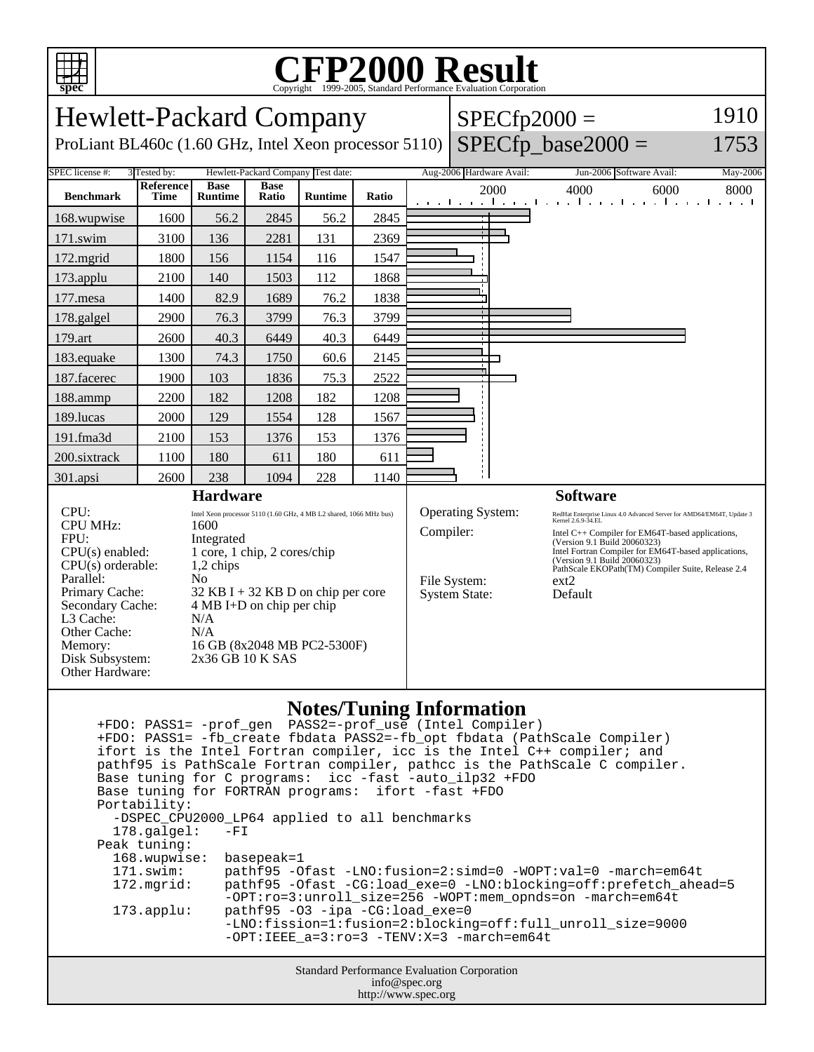# CFP2000 Result

Copyright 1999-2005, Standard Performance Evaluation Corporation

## Hewlett-Packard Company

ProLiant BL460c (1.60 GHz, Intel Xeon processor 5110)

SPECfp2000 = 1910

SPECfp_base2000 = 1753

SPEC license #: 3 | Tested by: Hewlett-Packard Company | Test date: Aug-2006 | Hardware Avail: Jun-2006 | Software Avail: May-2006

| Benchmark | Reference Time | Base Runtime | Base Ratio | Runtime | Ratio |
|---|---|---|---|---|---|
| 168.wupwise | 1600 | 56.2 | 2845 | 56.2 | 2845 |
| 171.swim | 3100 | 136 | 2281 | 131 | 2369 |
| 172.mgrid | 1800 | 156 | 1154 | 116 | 1547 |
| 173.applu | 2100 | 140 | 1503 | 112 | 1868 |
| 177.mesa | 1400 | 82.9 | 1689 | 76.2 | 1838 |
| 178.galgel | 2900 | 76.3 | 3799 | 76.3 | 3799 |
| 179.art | 2600 | 40.3 | 6449 | 40.3 | 6449 |
| 183.equake | 1300 | 74.3 | 1750 | 60.6 | 2145 |
| 187.facerec | 1900 | 103 | 1836 | 75.3 | 2522 |
| 188.ammp | 2200 | 182 | 1208 | 182 | 1208 |
| 189.lucas | 2000 | 129 | 1554 | 128 | 1567 |
| 191.fma3d | 2100 | 153 | 1376 | 153 | 1376 |
| 200.sixtrack | 1100 | 180 | 611 | 180 | 611 |
| 301.apsi | 2600 | 238 | 1094 | 228 | 1140 |

### Hardware

| | |
|---|---|
| CPU: | Intel Xeon processor 5110 (1.60 GHz, 4 MB L2 shared, 1066 MHz bus) |
| CPU MHz: | 1600 |
| FPU: | Integrated |
| CPU(s) enabled: | 1 core, 1 chip, 2 cores/chip |
| CPU(s) orderable: | 1,2 chips |
| Parallel: | No |
| Primary Cache: | 32 KB I + 32 KB D on chip per core |
| Secondary Cache: | 4 MB I+D on chip per chip |
| L3 Cache: | N/A |
| Other Cache: | N/A |
| Memory: | 16 GB (8x2048 MB PC2-5300F) |
| Disk Subsystem: | 2x36 GB 10 K SAS |
| Other Hardware: | |

### Software

| | |
|---|---|
| Operating System: | RedHat Enterprise Linux 4.0 Advanced Server for AMD64/EM64T, Update 3 Kernel 2.6.9-34.EL |
| Compiler: | Intel C++ Compiler for EM64T-based applications, (Version 9.1 Build 20060323) Intel Fortran Compiler for EM64T-based applications, (Version 9.1 Build 20060323) PathScale EKOPath(TM) Compiler Suite, Release 2.4 |
| File System: | ext2 |
| System State: | Default |

### Notes/Tuning Information

```
+FDO: PASS1= -prof_gen  PASS2=-prof_use (Intel Compiler)
+FDO: PASS1= -fb_create fbdata PASS2=-fb_opt fbdata (PathScale Compiler)
ifort is the Intel Fortran compiler, icc is the Intel C++ compiler; and
pathf95 is PathScale Fortran compiler, pathcc is the PathScale C compiler.
Base tuning for C programs:  icc -fast -auto_ilp32 +FDO
Base tuning for FORTRAN programs:  ifort -fast +FDO
Portability:
  -DSPEC_CPU2000_LP64 applied to all benchmarks
  178.galgel:   -FI
Peak tuning:
  168.wupwise:  basepeak=1
  171.swim:     pathf95 -Ofast -LNO:fusion=2:simd=0 -WOPT:val=0 -march=em64t
  172.mgrid:    pathf95 -Ofast -CG:load_exe=0 -LNO:blocking=off:prefetch_ahead=5
                -OPT:ro=3:unroll_size=256 -WOPT:mem_opnds=on -march=em64t
  173.applu:    pathf95 -O3 -ipa -CG:load_exe=0
                -LNO:fission=1:fusion=2:blocking=off:full_unroll_size=9000
                -OPT:IEEE_a=3:ro=3 -TENV:X=3 -march=em64t
```

Standard Performance Evaluation Corporation
info@spec.org
http://www.spec.org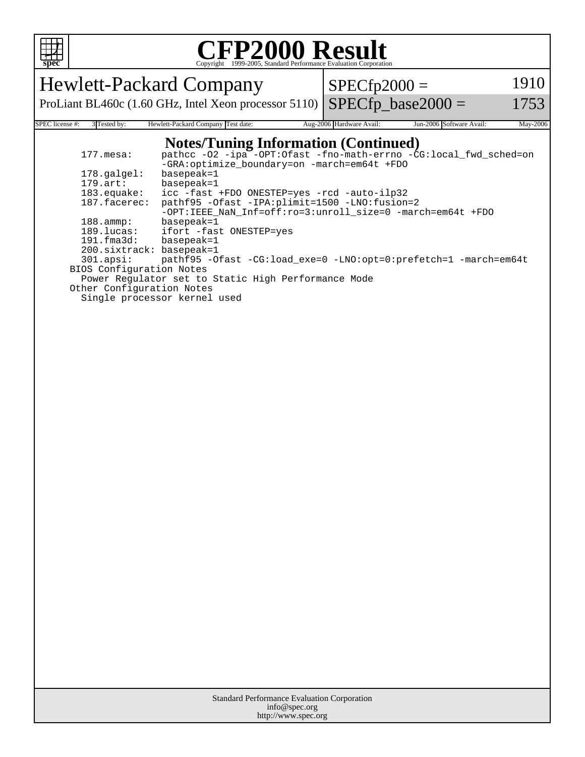# CFP2000 Result

Copyright 1999-2005, Standard Performance Evaluation Corporation

## Hewlett-Packard Company

ProLiant BL460c (1.60 GHz, Intel Xeon processor 5110)

SPECfp2000 = 1910

SPECfp_base2000 = 1753

| SPEC license #: | 3 | Tested by: | Hewlett-Packard Company | Test date: | Aug-2006 | Hardware Avail: | Jun-2006 | Software Avail: | May-2006 |
|---|---|---|---|---|---|---|---|---|---|

### Notes/Tuning Information (Continued)

```
    177.mesa:     pathcc -O2 -ipa -OPT:Ofast -fno-math-errno -CG:local_fwd_sched=on
                  -GRA:optimize_boundary=on -march=em64t +FDO
    178.galgel:   basepeak=1
    179.art:      basepeak=1
    183.equake:   icc -fast +FDO ONESTEP=yes -rcd -auto-ilp32
    187.facerec:  pathf95 -Ofast -IPA:plimit=1500 -LNO:fusion=2
                  -OPT:IEEE_NaN_Inf=off:ro=3:unroll_size=0 -march=em64t +FDO
    188.ammp:     basepeak=1
    189.lucas:    ifort -fast ONESTEP=yes
    191.fma3d:    basepeak=1
    200.sixtrack: basepeak=1
    301.apsi:     pathf95 -Ofast -CG:load_exe=0 -LNO:opt=0:prefetch=1 -march=em64t
  BIOS Configuration Notes
    Power Regulator set to Static High Performance Mode
  Other Configuration Notes
    Single processor kernel used
```

Standard Performance Evaluation Corporation
info@spec.org
http://www.spec.org